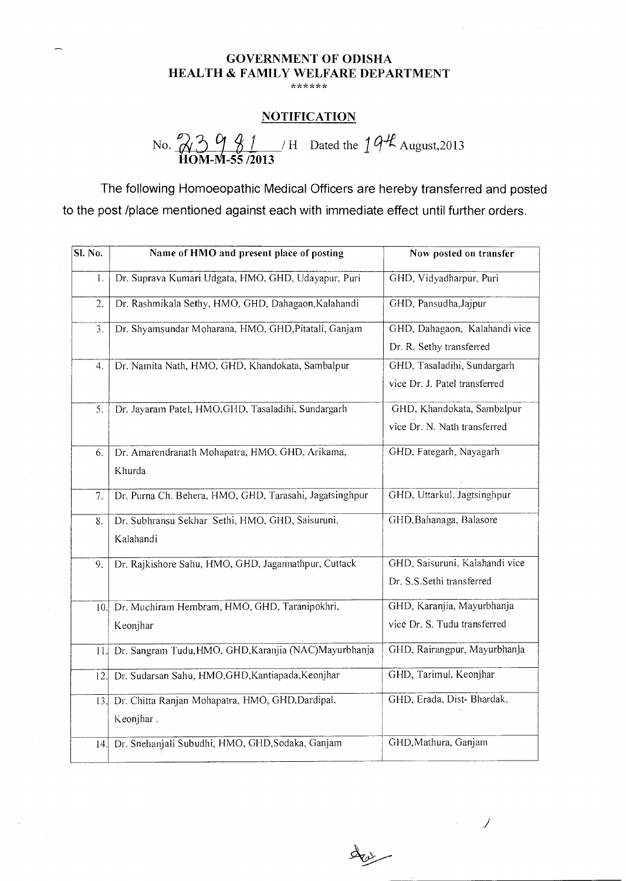**GOVERNMENT OF ODISHA**
**HEALTH & FAMILY WELFARE DEPARTMENT**

\*\*\*\*\*\*

## NOTIFICATION

No. 23981 / H Dated the 19th August,2013
**HOM-M-55 /2013**

The following Homoeopathic Medical Officers are hereby transferred and posted to the post /place mentioned against each with immediate effect until further orders.

| Sl. No. | Name of HMO and present place of posting | Now posted on transfer |
|---|---|---|
| 1. | Dr. Suprava Kumari Udgata, HMO, GHD, Udayapur, Puri | GHD, Vidyadharpur, Puri |
| 2. | Dr. Rashmikala Sethy, HMO, GHD, Dahagaon,Kalahandi | GHD, Pansudha,Jajpur |
| 3. | Dr. Shyamsundar Moharana, HMO, GHD,Pitatali, Ganjam | GHD, Dahagaon, Kalahandi vice Dr. R. Sethy transferred |
| 4. | Dr. Namita Nath, HMO, GHD, Khandokata, Sambalpur | GHD, Tasaladihi, Sundargarh vice Dr. J. Patel transferred |
| 5. | Dr. Jayaram Patel, HMO,GHD, Tasaladihi, Sundargarh | GHD, Khandokata, Sambalpur vice Dr. N. Nath transferred |
| 6. | Dr. Amarendranath Mohapatra, HMO, GHD, Arikama, Khurda | GHD, Fategarh, Nayagarh |
| 7. | Dr. Purna Ch. Behera, HMO, GHD, Tarasahi, Jagatsinghpur | GHD, Uttarkul, Jagtsinghpur |
| 8. | Dr. Subhransu Sekhar Sethi, HMO, GHD, Saisuruni, Kalahandi | GHD,Bahanaga, Balasore |
| 9. | Dr. Rajkishore Sahu, HMO, GHD, Jagannathpur, Cuttack | GHD, Saisuruni, Kalahandi vice Dr. S.S.Sethi transferred |
| 10. | Dr. Muchiram Hembram, HMO, GHD, Taranipokhri, Keonjhar | GHD, Karanjia, Mayurbhanja vice Dr. S. Tudu transferred |
| 11. | Dr. Sangram Tudu,HMO, GHD,Karanjia (NAC)Mayurbhanja | GHD, Rairangpur, Mayurbhanja |
| 12. | Dr. Sudarsan Sahu, HMO,GHD,Kantiapada,Keonjhar | GHD, Tarimul, Keonjhar |
| 13. | Dr. Chitta Ranjan Mohapatra, HMO, GHD,Dardipal, Keonjhar . | GHD, Erada, Dist- Bhardak, |
| 14. | Dr. Snehanjali Subudhi, HMO, GHD,Sodaka, Ganjam | GHD,Mathura, Ganjam |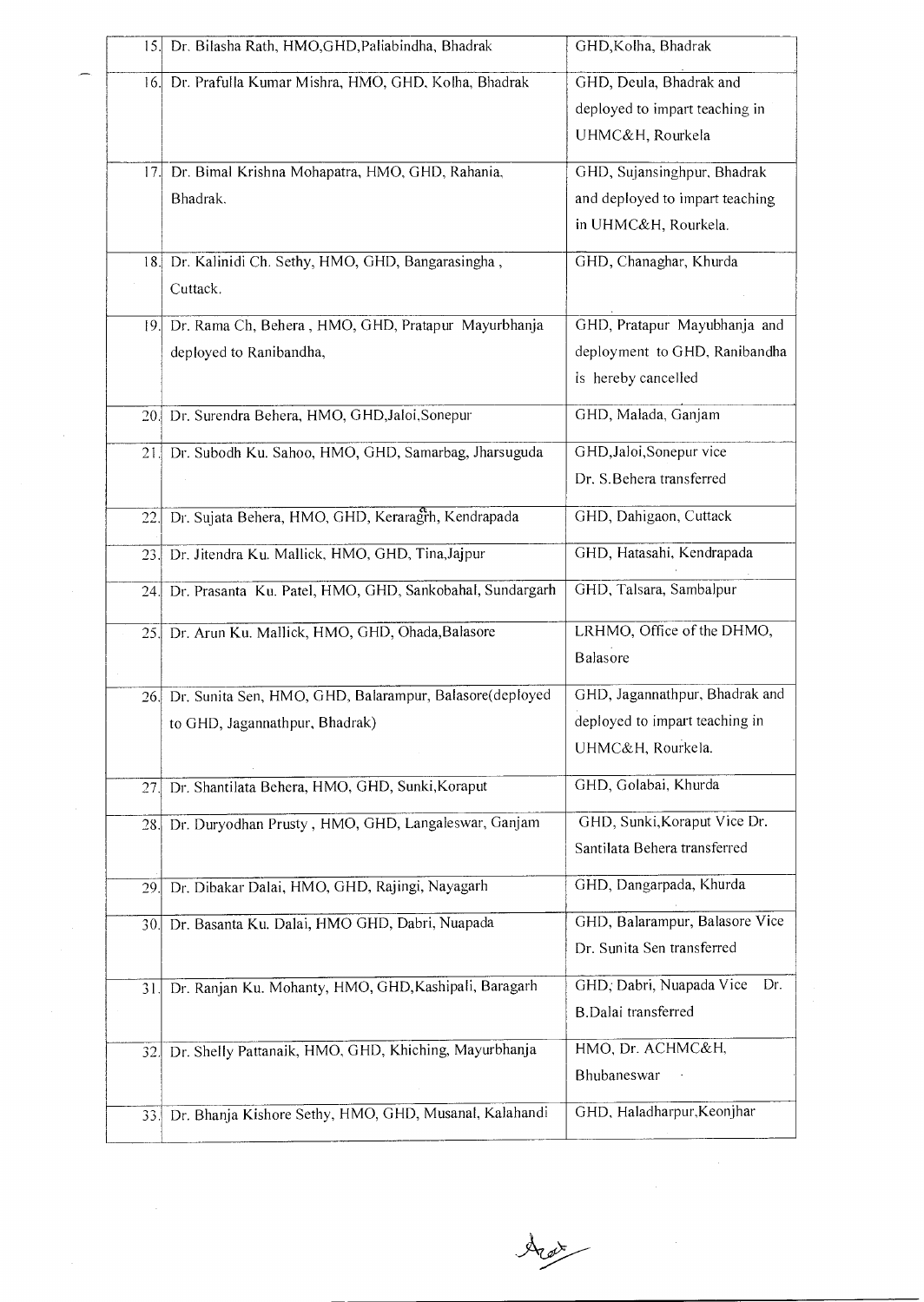| | | |
|---|---|---|
| 15. | Dr. Bilasha Rath, HMO,GHD,Pallabindha, Bhadrak | GHD,Kolha, Bhadrak |
| 16. | Dr. Prafulla Kumar Mishra, HMO, GHD, Kolha, Bhadrak | GHD, Deula, Bhadrak and deployed to impart teaching in UHMC&H, Rourkela |
| 17. | Dr. Bimal Krishna Mohapatra, HMO, GHD, Rahania, Bhadrak. | GHD, Sujansinghpur, Bhadrak and deployed to impart teaching in UHMC&H, Rourkela. |
| 18. | Dr. Kalinidi Ch. Sethy, HMO, GHD, Bangarasingha , Cuttack. | GHD, Chanaghar, Khurda |
| 19. | Dr. Rama Ch, Behera , HMO, GHD, Pratapur Mayurbhanja deployed to Ranibandha, | GHD, Pratapur Mayubhanja and deployment to GHD, Ranibandha is hereby cancelled |
| 20. | Dr. Surendra Behera, HMO, GHD,Jaloi,Sonepur | GHD, Malada, Ganjam |
| 21. | Dr. Subodh Ku. Sahoo, HMO, GHD, Samarbag, Jharsuguda | GHD,Jaloi,Sonepur vice Dr. S.Behera transferred |
| 22. | Dr. Sujata Behera, HMO, GHD, Keraragrh, Kendrapada | GHD, Dahigaon, Cuttack |
| 23. | Dr. Jitendra Ku. Mallick, HMO, GHD, Tina,Jajpur | GHD, Hatasahi, Kendrapada |
| 24. | Dr. Prasanta Ku. Patel, HMO, GHD, Sankobahal, Sundargarh | GHD, Talsara, Sambalpur |
| 25. | Dr. Arun Ku. Mallick, HMO, GHD, Ohada,Balasore | LRHMO, Office of the DHMO, Balasore |
| 26. | Dr. Sunita Sen, HMO, GHD, Balarampur, Balasore(deployed to GHD, Jagannathpur, Bhadrak) | GHD, Jagannathpur, Bhadrak and deployed to impart teaching in UHMC&H, Rourkela. |
| 27. | Dr. Shantilata Behera, HMO, GHD, Sunki,Koraput | GHD, Golabai, Khurda |
| 28. | Dr. Duryodhan Prusty , HMO, GHD, Langaleswar, Ganjam | GHD, Sunki,Koraput Vice Dr. Santilata Behera transferred |
| 29. | Dr. Dibakar Dalai, HMO, GHD, Rajingi, Nayagarh | GHD, Dangarpada, Khurda |
| 30. | Dr. Basanta Ku. Dalai, HMO GHD, Dabri, Nuapada | GHD, Balarampur, Balasore Vice Dr. Sunita Sen transferred |
| 31. | Dr. Ranjan Ku. Mohanty, HMO, GHD,Kashipali, Baragarh | GHD, Dabri, Nuapada Vice Dr. B.Dalai transferred |
| 32. | Dr. Shelly Pattanaik, HMO, GHD, Khiching, Mayurbhanja | HMO, Dr. ACHMC&H, Bhubaneswar |
| 33. | Dr. Bhanja Kishore Sethy, HMO, GHD, Musanal, Kalahandi | GHD, Haladharpur,Keonjhar |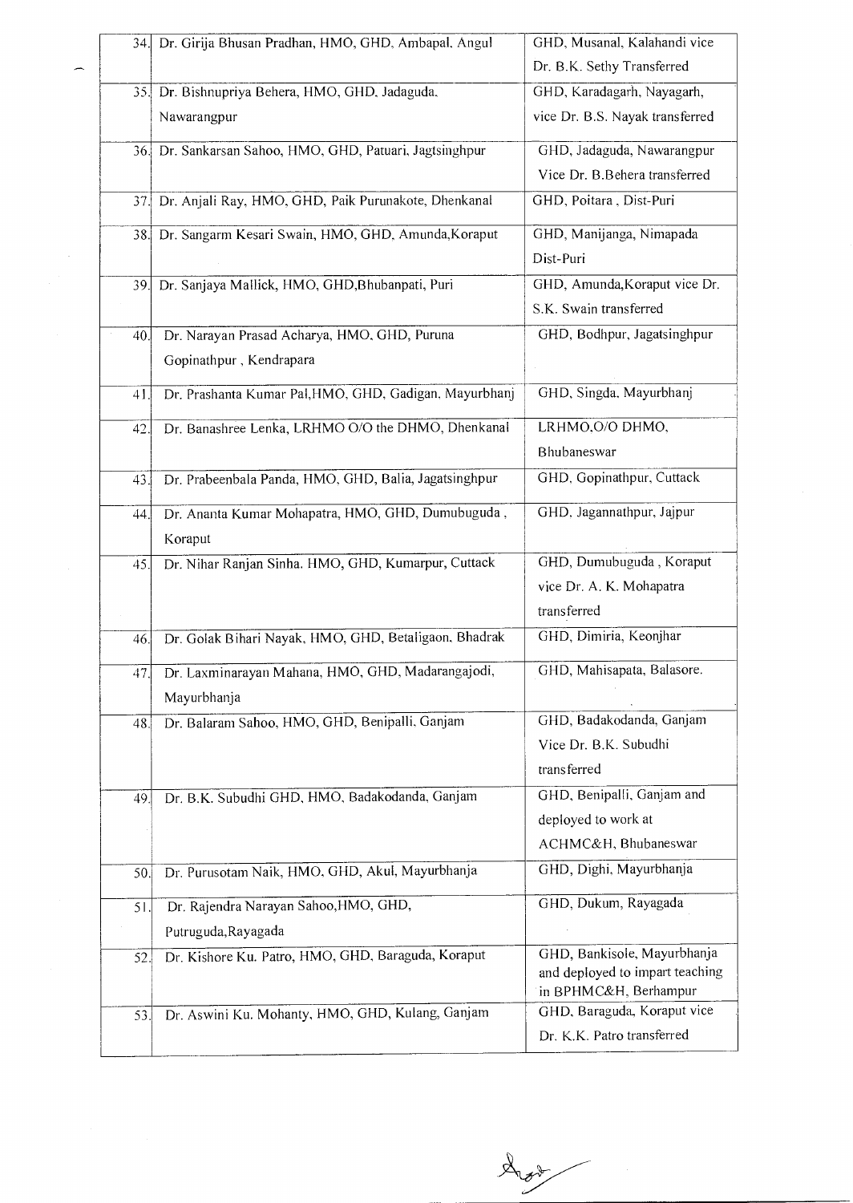| | | |
|---|---|---|
| 34. | Dr. Girija Bhusan Pradhan, HMO, GHD, Ambapal, Angul | GHD, Musanal, Kalahandi vice Dr. B.K. Sethy Transferred |
| 35. | Dr. Bishnupriya Behera, HMO, GHD, Jadaguda, Nawarangpur | GHD, Karadagarh, Nayagarh, vice Dr. B.S. Nayak transferred |
| 36. | Dr. Sankarsan Sahoo, HMO, GHD, Patuari, Jagtsinghpur | GHD, Jadaguda, Nawarangpur Vice Dr. B.Behera transferred |
| 37. | Dr. Anjali Ray, HMO, GHD, Paik Purunakote, Dhenkanal | GHD, Poitara , Dist-Puri |
| 38. | Dr. Sangarm Kesari Swain, HMO, GHD, Amunda,Koraput | GHD, Manijanga, Nimapada Dist-Puri |
| 39. | Dr. Sanjaya Mallick, HMO, GHD,Bhubanpati, Puri | GHD, Amunda,Koraput vice Dr. S.K. Swain transferred |
| 40. | Dr. Narayan Prasad Acharya, HMO, GHD, Puruna Gopinathpur , Kendrapara | GHD, Bodhpur, Jagatsinghpur |
| 41. | Dr. Prashanta Kumar Pal,HMO, GHD, Gadigan, Mayurbhanj | GHD, Singda, Mayurbhanj |
| 42. | Dr. Banashree Lenka, LRHMO O/O the DHMO, Dhenkanal | LRHMO,O/O DHMO, Bhubaneswar |
| 43. | Dr. Prabeenbala Panda, HMO, GHD, Balia, Jagatsinghpur | GHD, Gopinathpur, Cuttack |
| 44. | Dr. Ananta Kumar Mohapatra, HMO, GHD, Dumubuguda , Koraput | GHD, Jagannathpur, Jajpur |
| 45. | Dr. Nihar Ranjan Sinha, HMO, GHD, Kumarpur, Cuttack | GHD, Dumubuguda , Koraput vice Dr. A. K. Mohapatra transferred |
| 46. | Dr. Golak Bihari Nayak, HMO, GHD, Betaligaon, Bhadrak | GHD, Dimiria, Keonjhar |
| 47. | Dr. Laxminarayan Mahana, HMO, GHD, Madarangajodi, Mayurbhanja | GHD, Mahisapata, Balasore. |
| 48. | Dr. Balaram Sahoo, HMO, GHD, Benipalli, Ganjam | GHD, Badakodanda, Ganjam Vice Dr. B.K. Subudhi transferred |
| 49. | Dr. B.K. Subudhi GHD, HMO, Badakodanda, Ganjam | GHD, Benipalli, Ganjam and deployed to work at ACHMC&H, Bhubaneswar |
| 50. | Dr. Purusotam Naik, HMO, GHD, Akul, Mayurbhanja | GHD, Dighi, Mayurbhanja |
| 51. | Dr. Rajendra Narayan Sahoo,HMO, GHD, Putruguda,Rayagada | GHD, Dukum, Rayagada |
| 52. | Dr. Kishore Ku. Patro, HMO, GHD, Baraguda, Koraput | GHD, Bankisole, Mayurbhanja and deployed to impart teaching in BPHMC&H, Berhampur |
| 53. | Dr. Aswini Ku. Mohanty, HMO, GHD, Kulang, Ganjam | GHD, Baraguda, Koraput vice Dr. K.K. Patro transferred |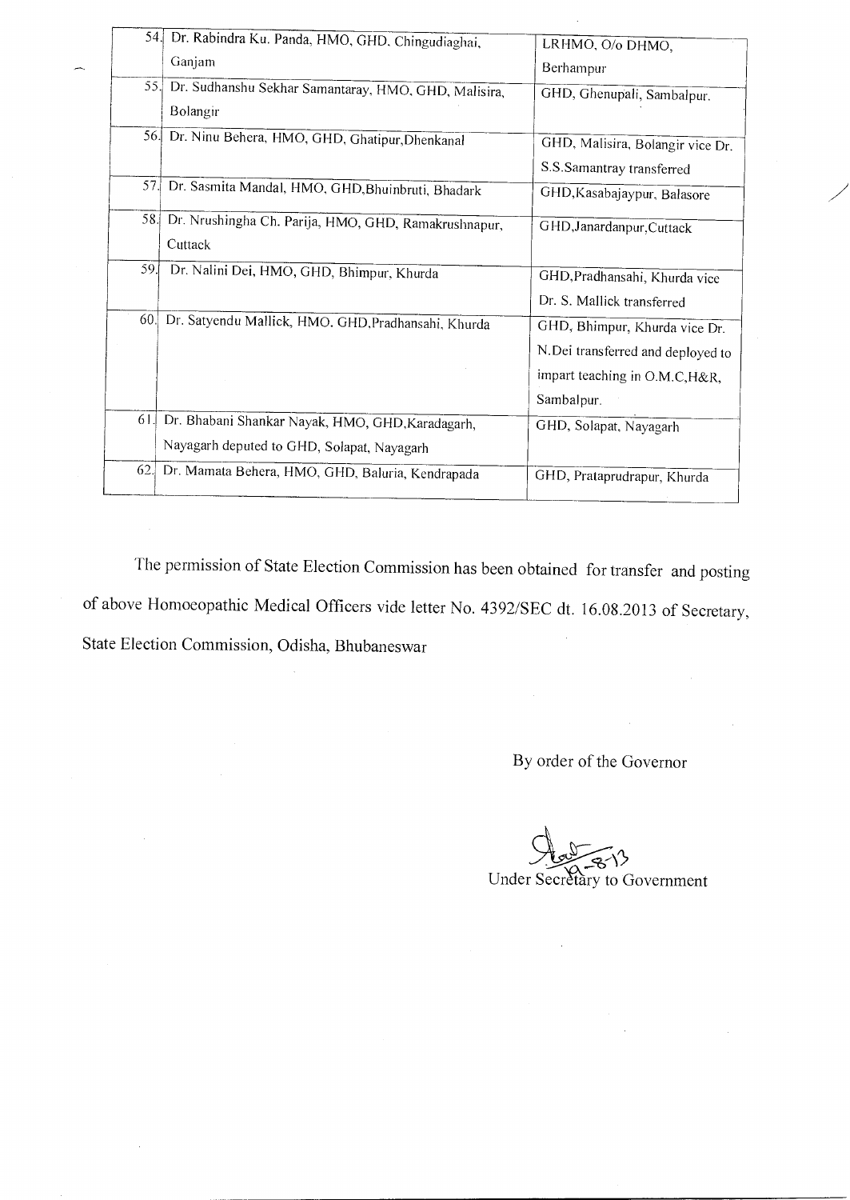| 54. | Dr. Rabindra Ku. Panda, HMO, GHD, Chingudiaghai, Ganjam | LRHMO, O/o DHMO, Berhampur |
|---|---|---|
| 55. | Dr. Sudhanshu Sekhar Samantaray, HMO, GHD, Malisira, Bolangir | GHD, Ghenupali, Sambalpur. |
| 56. | Dr. Ninu Behera, HMO, GHD, Ghatipur,Dhenkanal | GHD, Malisira, Bolangir vice Dr. S.S.Samantray transferred |
| 57. | Dr. Sasmita Mandal, HMO, GHD,Bhuinbruti, Bhadark | GHD,Kasabajaypur, Balasore |
| 58. | Dr. Nrushingha Ch. Parija, HMO, GHD, Ramakrushnapur, Cuttack | GHD,Janardanpur,Cuttack |
| 59. | Dr. Nalini Dei, HMO, GHD, Bhimpur, Khurda | GHD,Pradhansahi, Khurda vice Dr. S. Mallick transferred |
| 60. | Dr. Satyendu Mallick, HMO. GHD,Pradhansahi, Khurda | GHD, Bhimpur, Khurda vice Dr. N.Dei transferred and deployed to impart teaching in O.M.C,H&R, Sambalpur. |
| 61. | Dr. Bhabani Shankar Nayak, HMO, GHD,Karadagarh, Nayagarh deputed to GHD, Solapat, Nayagarh | GHD, Solapat, Nayagarh |
| 62. | Dr. Mamata Behera, HMO, GHD, Baluria, Kendrapada | GHD, Prataprudrapur, Khurda |

The permission of State Election Commission has been obtained for transfer and posting of above Homoeopathic Medical Officers vide letter No. 4392/SEC dt. 16.08.2013 of Secretary, State Election Commission, Odisha, Bhubaneswar

By order of the Governor

19-8-13

Under Secretary to Government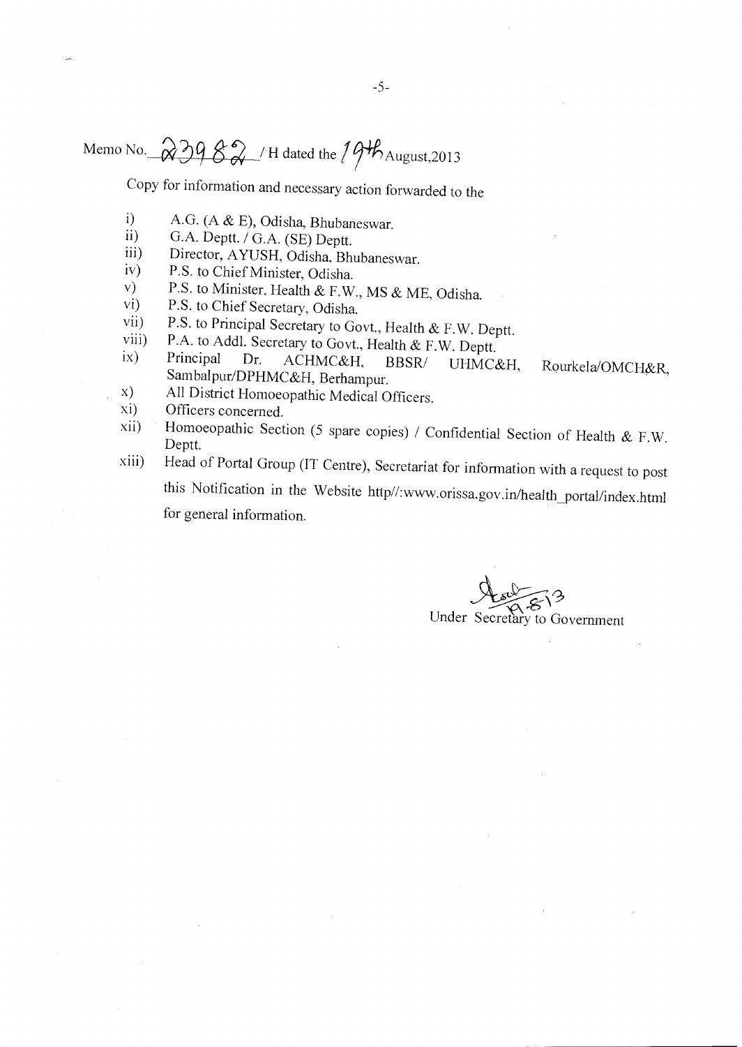Memo No. 23982 / H dated the 19th August,2013

Copy for information and necessary action forwarded to the

i) A.G. (A & E), Odisha, Bhubaneswar.
ii) G.A. Deptt. / G.A. (SE) Deptt.
iii) Director, AYUSH, Odisha, Bhubaneswar.
iv) P.S. to Chief Minister, Odisha.
v) P.S. to Minister, Health & F.W., MS & ME, Odisha.
vi) P.S. to Chief Secretary, Odisha.
vii) P.S. to Principal Secretary to Govt., Health & F.W. Deptt.
viii) P.A. to Addl. Secretary to Govt., Health & F.W. Deptt.
ix) Principal Dr. ACHMC&H, BBSR/ UHMC&H, Rourkela/OMCH&R, Sambalpur/DPHMC&H, Berhampur.
x) All District Homoeopathic Medical Officers.
xi) Officers concerned.
xii) Homoeopathic Section (5 spare copies) / Confidential Section of Health & F.W. Deptt.
xiii) Head of Portal Group (IT Centre), Secretariat for information with a request to post this Notification in the Website http//:www.orissa.gov.in/health_portal/index.html for general information.

19-8-13

Under Secretary to Government